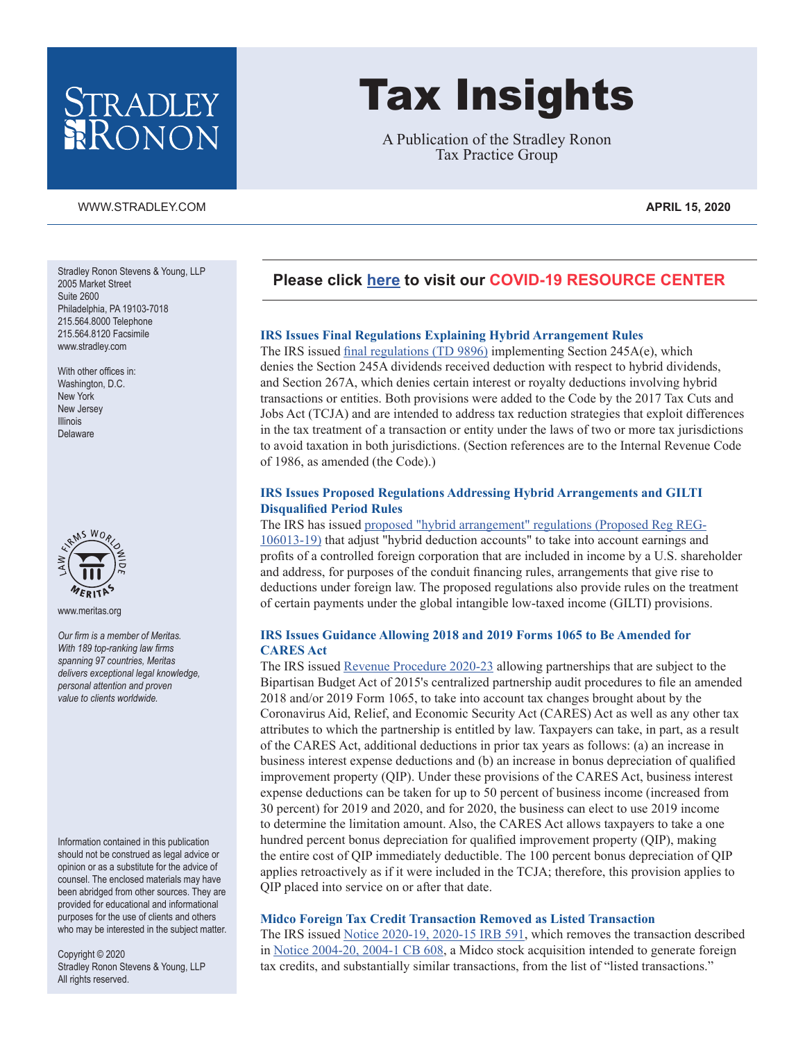# Tax Insights

A Publication of the Stradley Ronon Tax Practice Group

WWW.STRADLEY.COM

**APRIL 15, 2020**

Stradley Ronon Stevens & Young, LLP
2005 Market Street
Suite 2600
Philadelphia, PA 19103-7018
215.564.8000 Telephone
215.564.8120 Facsimile
www.stradley.com

With other offices in:
Washington, D.C.
New York
New Jersey
Illinois
Delaware

www.meritas.org

*Our firm is a member of Meritas. With 189 top-ranking law firms spanning 97 countries, Meritas delivers exceptional legal knowledge, personal attention and proven value to clients worldwide.*

Information contained in this publication should not be construed as legal advice or opinion or as a substitute for the advice of counsel. The enclosed materials may have been abridged from other sources. They are provided for educational and informational purposes for the use of clients and others who may be interested in the subject matter.

Copyright © 2020
Stradley Ronon Stevens & Young, LLP
All rights reserved.

**Please click here to visit our COVID-19 RESOURCE CENTER**

### IRS Issues Final Regulations Explaining Hybrid Arrangement Rules

The IRS issued final regulations (TD 9896) implementing Section 245A(e), which denies the Section 245A dividends received deduction with respect to hybrid dividends, and Section 267A, which denies certain interest or royalty deductions involving hybrid transactions or entities. Both provisions were added to the Code by the 2017 Tax Cuts and Jobs Act (TCJA) and are intended to address tax reduction strategies that exploit differences in the tax treatment of a transaction or entity under the laws of two or more tax jurisdictions to avoid taxation in both jurisdictions. (Section references are to the Internal Revenue Code of 1986, as amended (the Code).)

### IRS Issues Proposed Regulations Addressing Hybrid Arrangements and GILTI Disqualified Period Rules

The IRS has issued proposed "hybrid arrangement" regulations (Proposed Reg REG-106013-19) that adjust "hybrid deduction accounts" to take into account earnings and profits of a controlled foreign corporation that are included in income by a U.S. shareholder and address, for purposes of the conduit financing rules, arrangements that give rise to deductions under foreign law. The proposed regulations also provide rules on the treatment of certain payments under the global intangible low-taxed income (GILTI) provisions.

### IRS Issues Guidance Allowing 2018 and 2019 Forms 1065 to Be Amended for CARES Act

The IRS issued Revenue Procedure 2020-23 allowing partnerships that are subject to the Bipartisan Budget Act of 2015's centralized partnership audit procedures to file an amended 2018 and/or 2019 Form 1065, to take into account tax changes brought about by the Coronavirus Aid, Relief, and Economic Security Act (CARES) Act as well as any other tax attributes to which the partnership is entitled by law. Taxpayers can take, in part, as a result of the CARES Act, additional deductions in prior tax years as follows: (a) an increase in business interest expense deductions and (b) an increase in bonus depreciation of qualified improvement property (QIP). Under these provisions of the CARES Act, business interest expense deductions can be taken for up to 50 percent of business income (increased from 30 percent) for 2019 and 2020, and for 2020, the business can elect to use 2019 income to determine the limitation amount. Also, the CARES Act allows taxpayers to take a one hundred percent bonus depreciation for qualified improvement property (QIP), making the entire cost of QIP immediately deductible. The 100 percent bonus depreciation of QIP applies retroactively as if it were included in the TCJA; therefore, this provision applies to QIP placed into service on or after that date.

### Midco Foreign Tax Credit Transaction Removed as Listed Transaction

The IRS issued Notice 2020-19, 2020-15 IRB 591, which removes the transaction described in Notice 2004-20, 2004-1 CB 608, a Midco stock acquisition intended to generate foreign tax credits, and substantially similar transactions, from the list of "listed transactions."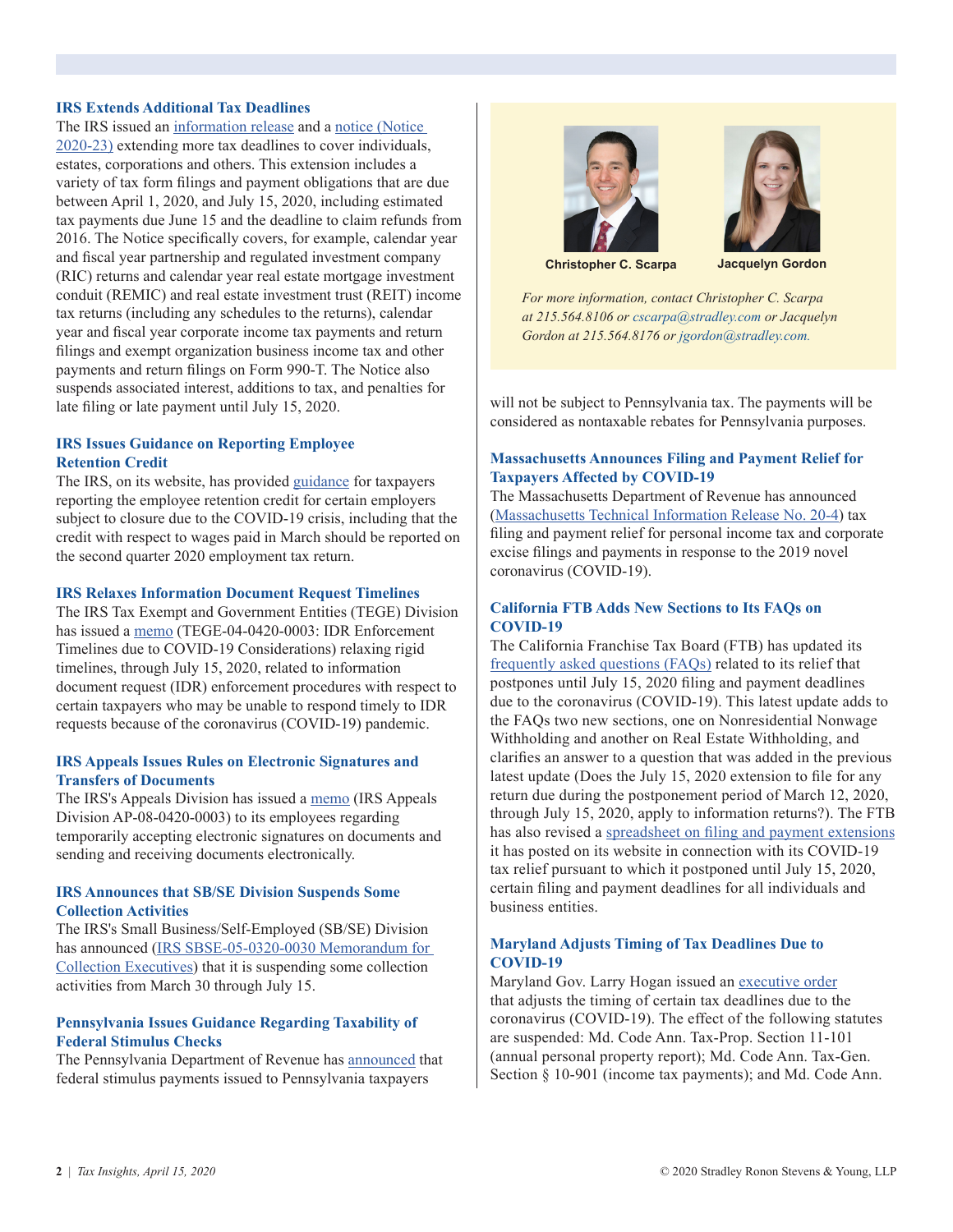### IRS Extends Additional Tax Deadlines

The IRS issued an information release and a notice (Notice 2020-23) extending more tax deadlines to cover individuals, estates, corporations and others. This extension includes a variety of tax form filings and payment obligations that are due between April 1, 2020, and July 15, 2020, including estimated tax payments due June 15 and the deadline to claim refunds from 2016. The Notice specifically covers, for example, calendar year and fiscal year partnership and regulated investment company (RIC) returns and calendar year real estate mortgage investment conduit (REMIC) and real estate investment trust (REIT) income tax returns (including any schedules to the returns), calendar year and fiscal year corporate income tax payments and return filings and exempt organization business income tax and other payments and return filings on Form 990-T. The Notice also suspends associated interest, additions to tax, and penalties for late filing or late payment until July 15, 2020.

### IRS Issues Guidance on Reporting Employee Retention Credit

The IRS, on its website, has provided guidance for taxpayers reporting the employee retention credit for certain employers subject to closure due to the COVID-19 crisis, including that the credit with respect to wages paid in March should be reported on the second quarter 2020 employment tax return.

### IRS Relaxes Information Document Request Timelines

The IRS Tax Exempt and Government Entities (TEGE) Division has issued a memo (TEGE-04-0420-0003: IDR Enforcement Timelines due to COVID-19 Considerations) relaxing rigid timelines, through July 15, 2020, related to information document request (IDR) enforcement procedures with respect to certain taxpayers who may be unable to respond timely to IDR requests because of the coronavirus (COVID-19) pandemic.

### IRS Appeals Issues Rules on Electronic Signatures and Transfers of Documents

The IRS's Appeals Division has issued a memo (IRS Appeals Division AP-08-0420-0003) to its employees regarding temporarily accepting electronic signatures on documents and sending and receiving documents electronically.

### IRS Announces that SB/SE Division Suspends Some Collection Activities

The IRS's Small Business/Self-Employed (SB/SE) Division has announced (IRS SBSE-05-0320-0030 Memorandum for Collection Executives) that it is suspending some collection activities from March 30 through July 15.

### Pennsylvania Issues Guidance Regarding Taxability of Federal Stimulus Checks

The Pennsylvania Department of Revenue has announced that federal stimulus payments issued to Pennsylvania taxpayers will not be subject to Pennsylvania tax. The payments will be considered as nontaxable rebates for Pennsylvania purposes.

**Christopher C. Scarpa** **Jacquelyn Gordon**

*For more information, contact Christopher C. Scarpa at 215.564.8106 or cscarpa@stradley.com or Jacquelyn Gordon at 215.564.8176 or jgordon@stradley.com.*

### Massachusetts Announces Filing and Payment Relief for Taxpayers Affected by COVID-19

The Massachusetts Department of Revenue has announced (Massachusetts Technical Information Release No. 20-4) tax filing and payment relief for personal income tax and corporate excise filings and payments in response to the 2019 novel coronavirus (COVID-19).

### California FTB Adds New Sections to Its FAQs on COVID-19

The California Franchise Tax Board (FTB) has updated its frequently asked questions (FAQs) related to its relief that postpones until July 15, 2020 filing and payment deadlines due to the coronavirus (COVID-19). This latest update adds to the FAQs two new sections, one on Nonresidential Nonwage Withholding and another on Real Estate Withholding, and clarifies an answer to a question that was added in the previous latest update (Does the July 15, 2020 extension to file for any return due during the postponement period of March 12, 2020, through July 15, 2020, apply to information returns?). The FTB has also revised a spreadsheet on filing and payment extensions it has posted on its website in connection with its COVID-19 tax relief pursuant to which it postponed until July 15, 2020, certain filing and payment deadlines for all individuals and business entities.

### Maryland Adjusts Timing of Tax Deadlines Due to COVID-19

Maryland Gov. Larry Hogan issued an executive order that adjusts the timing of certain tax deadlines due to the coronavirus (COVID-19). The effect of the following statutes are suspended: Md. Code Ann. Tax-Prop. Section 11-101 (annual personal property report); Md. Code Ann. Tax-Gen. Section § 10-901 (income tax payments); and Md. Code Ann.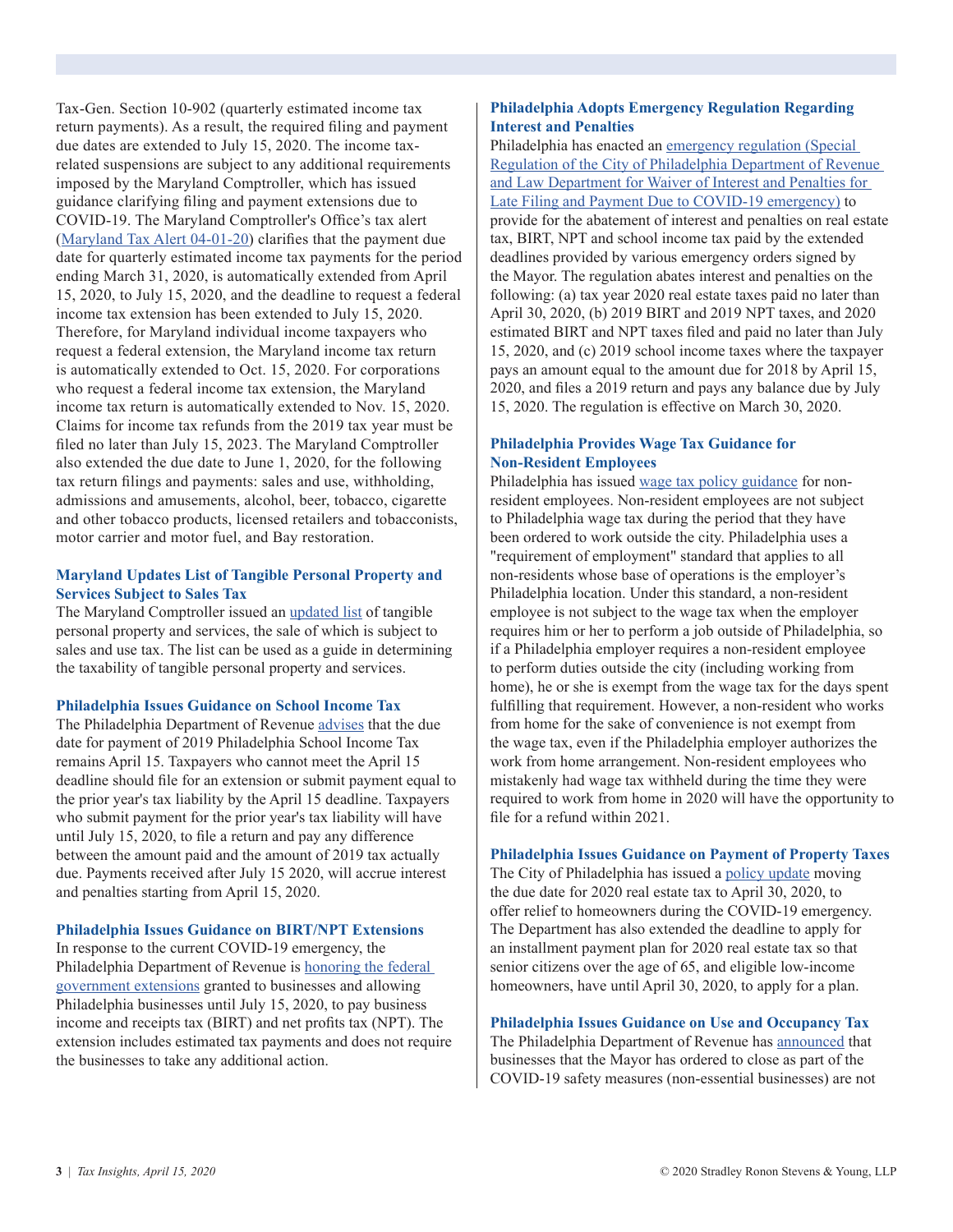Tax-Gen. Section 10-902 (quarterly estimated income tax return payments). As a result, the required filing and payment due dates are extended to July 15, 2020. The income tax-related suspensions are subject to any additional requirements imposed by the Maryland Comptroller, which has issued guidance clarifying filing and payment extensions due to COVID-19. The Maryland Comptroller's Office's tax alert (Maryland Tax Alert 04-01-20) clarifies that the payment due date for quarterly estimated income tax payments for the period ending March 31, 2020, is automatically extended from April 15, 2020, to July 15, 2020, and the deadline to request a federal income tax extension has been extended to July 15, 2020. Therefore, for Maryland individual income taxpayers who request a federal extension, the Maryland income tax return is automatically extended to Oct. 15, 2020. For corporations who request a federal income tax extension, the Maryland income tax return is automatically extended to Nov. 15, 2020. Claims for income tax refunds from the 2019 tax year must be filed no later than July 15, 2023. The Maryland Comptroller also extended the due date to June 1, 2020, for the following tax return filings and payments: sales and use, withholding, admissions and amusements, alcohol, beer, tobacco, cigarette and other tobacco products, licensed retailers and tobacconists, motor carrier and motor fuel, and Bay restoration.

### Maryland Updates List of Tangible Personal Property and Services Subject to Sales Tax

The Maryland Comptroller issued an updated list of tangible personal property and services, the sale of which is subject to sales and use tax. The list can be used as a guide in determining the taxability of tangible personal property and services.

### Philadelphia Issues Guidance on School Income Tax

The Philadelphia Department of Revenue advises that the due date for payment of 2019 Philadelphia School Income Tax remains April 15. Taxpayers who cannot meet the April 15 deadline should file for an extension or submit payment equal to the prior year's tax liability by the April 15 deadline. Taxpayers who submit payment for the prior year's tax liability will have until July 15, 2020, to file a return and pay any difference between the amount paid and the amount of 2019 tax actually due. Payments received after July 15 2020, will accrue interest and penalties starting from April 15, 2020.

### Philadelphia Issues Guidance on BIRT/NPT Extensions

In response to the current COVID-19 emergency, the Philadelphia Department of Revenue is honoring the federal government extensions granted to businesses and allowing Philadelphia businesses until July 15, 2020, to pay business income and receipts tax (BIRT) and net profits tax (NPT). The extension includes estimated tax payments and does not require the businesses to take any additional action.

### Philadelphia Adopts Emergency Regulation Regarding Interest and Penalties

Philadelphia has enacted an emergency regulation (Special Regulation of the City of Philadelphia Department of Revenue and Law Department for Waiver of Interest and Penalties for Late Filing and Payment Due to COVID-19 emergency) to provide for the abatement of interest and penalties on real estate tax, BIRT, NPT and school income tax paid by the extended deadlines provided by various emergency orders signed by the Mayor. The regulation abates interest and penalties on the following: (a) tax year 2020 real estate taxes paid no later than April 30, 2020, (b) 2019 BIRT and 2019 NPT taxes, and 2020 estimated BIRT and NPT taxes filed and paid no later than July 15, 2020, and (c) 2019 school income taxes where the taxpayer pays an amount equal to the amount due for 2018 by April 15, 2020, and files a 2019 return and pays any balance due by July 15, 2020. The regulation is effective on March 30, 2020.

### Philadelphia Provides Wage Tax Guidance for Non-Resident Employees

Philadelphia has issued wage tax policy guidance for non-resident employees. Non-resident employees are not subject to Philadelphia wage tax during the period that they have been ordered to work outside the city. Philadelphia uses a "requirement of employment" standard that applies to all non-residents whose base of operations is the employer's Philadelphia location. Under this standard, a non-resident employee is not subject to the wage tax when the employer requires him or her to perform a job outside of Philadelphia, so if a Philadelphia employer requires a non-resident employee to perform duties outside the city (including working from home), he or she is exempt from the wage tax for the days spent fulfilling that requirement. However, a non-resident who works from home for the sake of convenience is not exempt from the wage tax, even if the Philadelphia employer authorizes the work from home arrangement. Non-resident employees who mistakenly had wage tax withheld during the time they were required to work from home in 2020 will have the opportunity to file for a refund within 2021.

### Philadelphia Issues Guidance on Payment of Property Taxes

The City of Philadelphia has issued a policy update moving the due date for 2020 real estate tax to April 30, 2020, to offer relief to homeowners during the COVID-19 emergency. The Department has also extended the deadline to apply for an installment payment plan for 2020 real estate tax so that senior citizens over the age of 65, and eligible low-income homeowners, have until April 30, 2020, to apply for a plan.

### Philadelphia Issues Guidance on Use and Occupancy Tax

The Philadelphia Department of Revenue has announced that businesses that the Mayor has ordered to close as part of the COVID-19 safety measures (non-essential businesses) are not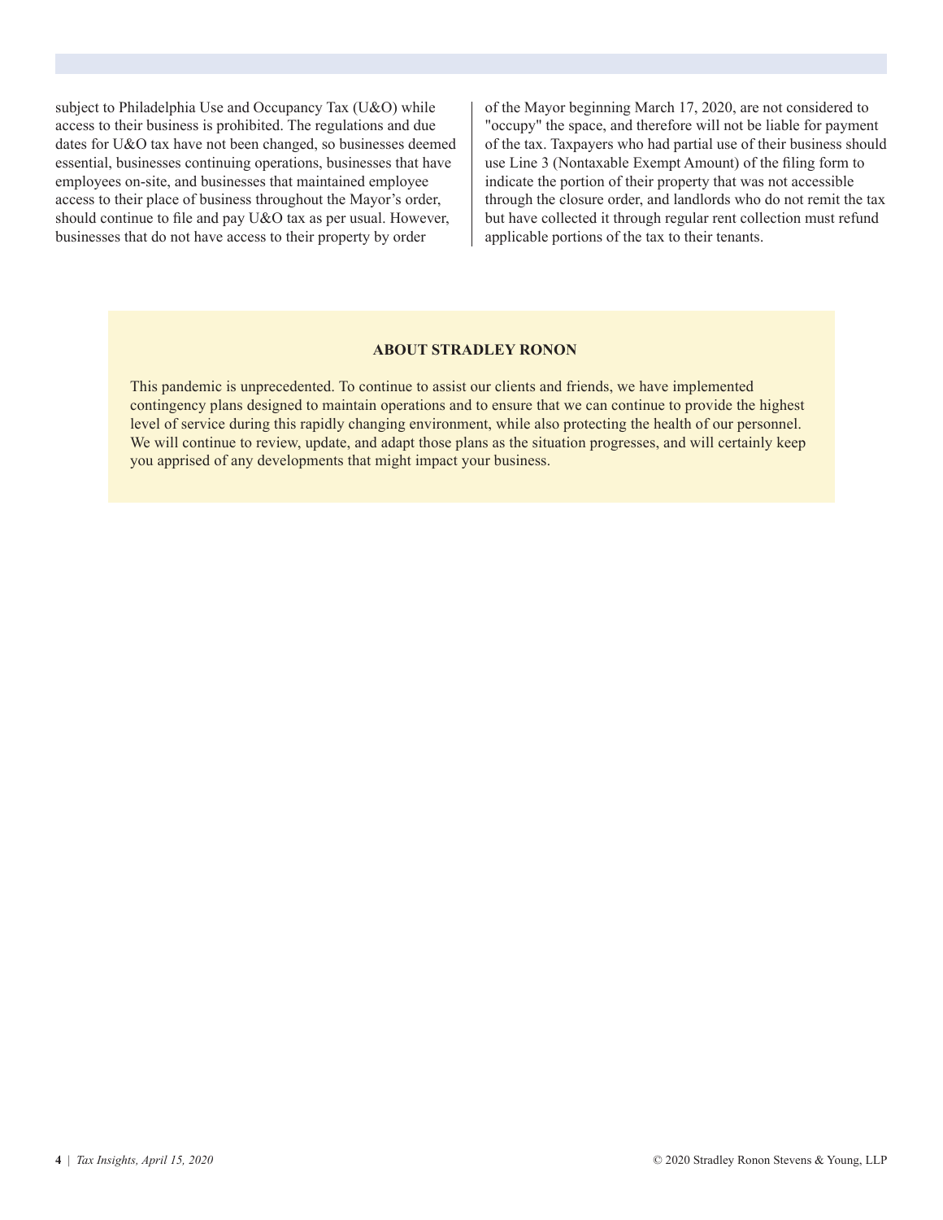subject to Philadelphia Use and Occupancy Tax (U&O) while access to their business is prohibited. The regulations and due dates for U&O tax have not been changed, so businesses deemed essential, businesses continuing operations, businesses that have employees on-site, and businesses that maintained employee access to their place of business throughout the Mayor's order, should continue to file and pay U&O tax as per usual. However, businesses that do not have access to their property by order of the Mayor beginning March 17, 2020, are not considered to "occupy" the space, and therefore will not be liable for payment of the tax. Taxpayers who had partial use of their business should use Line 3 (Nontaxable Exempt Amount) of the filing form to indicate the portion of their property that was not accessible through the closure order, and landlords who do not remit the tax but have collected it through regular rent collection must refund applicable portions of the tax to their tenants.

**ABOUT STRADLEY RONON**

This pandemic is unprecedented. To continue to assist our clients and friends, we have implemented contingency plans designed to maintain operations and to ensure that we can continue to provide the highest level of service during this rapidly changing environment, while also protecting the health of our personnel. We will continue to review, update, and adapt those plans as the situation progresses, and will certainly keep you apprised of any developments that might impact your business.

© 2020 Stradley Ronon Stevens & Young, LLP